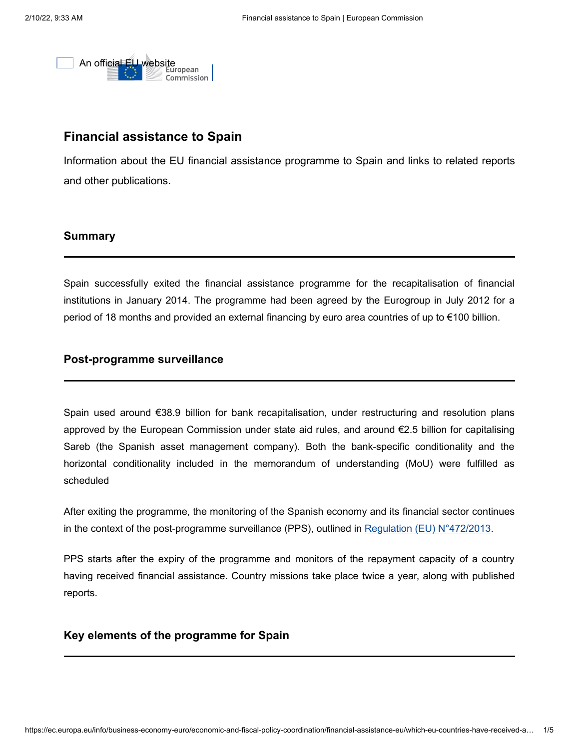An official EU website

# Financial assistance to Spain

Information about the EU financial assistance programme to Spain and links to related reports and other publications.

## Summary

Spain successfully exited the financial assistance programme for the recapitalisation of financial institutions in January 2014. The programme had been agreed by the Eurogroup in July 2012 for a period of 18 months and provided an external financing by euro area countries of up to €100 billion.

## Post-programme surveillance

Spain used around €38.9 billion for bank recapitalisation, under restructuring and resolution plans approved by the European Commission under state aid rules, and around €2.5 billion for capitalising Sareb (the Spanish asset management company). Both the bank-specific conditionality and the horizontal conditionality included in the memorandum of understanding (MoU) were fulfilled as scheduled

After exiting the programme, the monitoring of the Spanish economy and its financial sector continues in the context of the post-programme surveillance (PPS), outlined in Regulation (EU) N°472/2013.

PPS starts after the expiry of the programme and monitors of the repayment capacity of a country having received financial assistance. Country missions take place twice a year, along with published reports.

## Key elements of the programme for Spain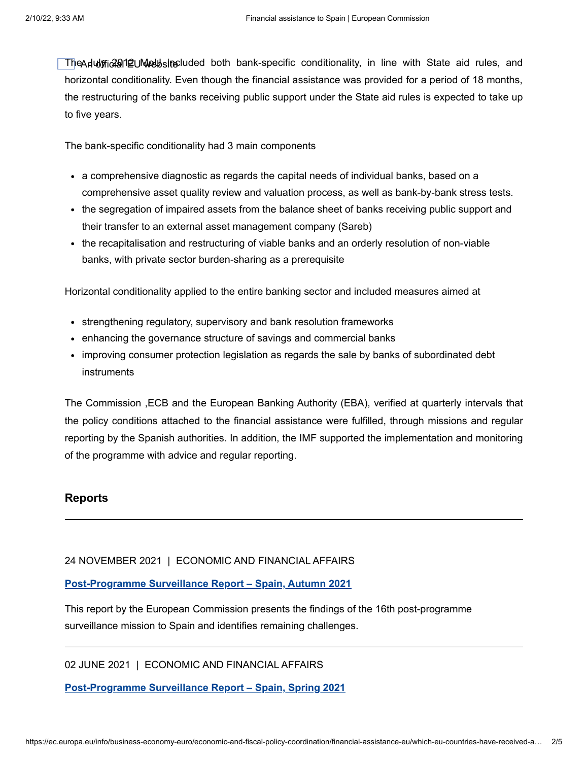The July 2012 MoU included both bank-specific conditionality, in line with State aid rules, and horizontal conditionality. Even though the financial assistance was provided for a period of 18 months, the restructuring of the banks receiving public support under the State aid rules is expected to take up to five years.

The bank-specific conditionality had 3 main components

- a comprehensive diagnostic as regards the capital needs of individual banks, based on a comprehensive asset quality review and valuation process, as well as bank-by-bank stress tests.
- the segregation of impaired assets from the balance sheet of banks receiving public support and their transfer to an external asset management company (Sareb)
- the recapitalisation and restructuring of viable banks and an orderly resolution of non-viable banks, with private sector burden-sharing as a prerequisite

Horizontal conditionality applied to the entire banking sector and included measures aimed at

- strengthening regulatory, supervisory and bank resolution frameworks
- enhancing the governance structure of savings and commercial banks
- improving consumer protection legislation as regards the sale by banks of subordinated debt instruments

The Commission ,ECB and the European Banking Authority (EBA), verified at quarterly intervals that the policy conditions attached to the financial assistance were fulfilled, through missions and regular reporting by the Spanish authorities. In addition, the IMF supported the implementation and monitoring of the programme with advice and regular reporting.

## Reports

24 NOVEMBER 2021 | ECONOMIC AND FINANCIAL AFFAIRS

**Post-Programme Surveillance Report – Spain, Autumn 2021**

This report by the European Commission presents the findings of the 16th post-programme surveillance mission to Spain and identifies remaining challenges.

02 JUNE 2021 | ECONOMIC AND FINANCIAL AFFAIRS

**Post-Programme Surveillance Report – Spain, Spring 2021**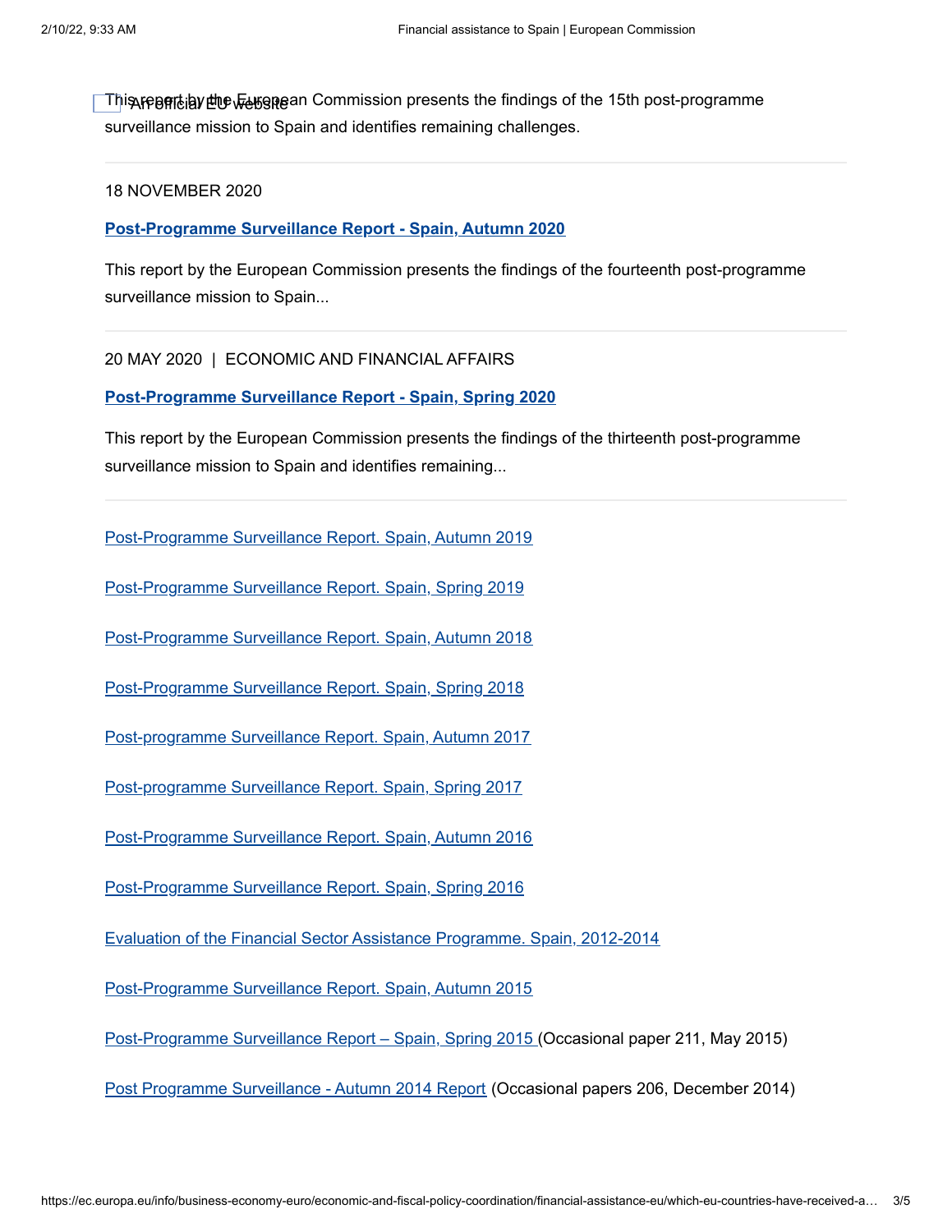This report by the European Commission presents the findings of the 15th post-programme surveillance mission to Spain and identifies remaining challenges.

---

18 NOVEMBER 2020

**Post-Programme Surveillance Report - Spain, Autumn 2020**

This report by the European Commission presents the findings of the fourteenth post-programme surveillance mission to Spain...

---

20 MAY 2020 | ECONOMIC AND FINANCIAL AFFAIRS

**Post-Programme Surveillance Report - Spain, Spring 2020**

This report by the European Commission presents the findings of the thirteenth post-programme surveillance mission to Spain and identifies remaining...

---

Post-Programme Surveillance Report. Spain, Autumn 2019

Post-Programme Surveillance Report. Spain, Spring 2019

Post-Programme Surveillance Report. Spain, Autumn 2018

Post-Programme Surveillance Report. Spain, Spring 2018

Post-programme Surveillance Report. Spain, Autumn 2017

Post-programme Surveillance Report. Spain, Spring 2017

Post-Programme Surveillance Report. Spain, Autumn 2016

Post-Programme Surveillance Report. Spain, Spring 2016

Evaluation of the Financial Sector Assistance Programme. Spain, 2012-2014

Post-Programme Surveillance Report. Spain, Autumn 2015

Post-Programme Surveillance Report – Spain, Spring 2015 (Occasional paper 211, May 2015)

Post Programme Surveillance - Autumn 2014 Report (Occasional papers 206, December 2014)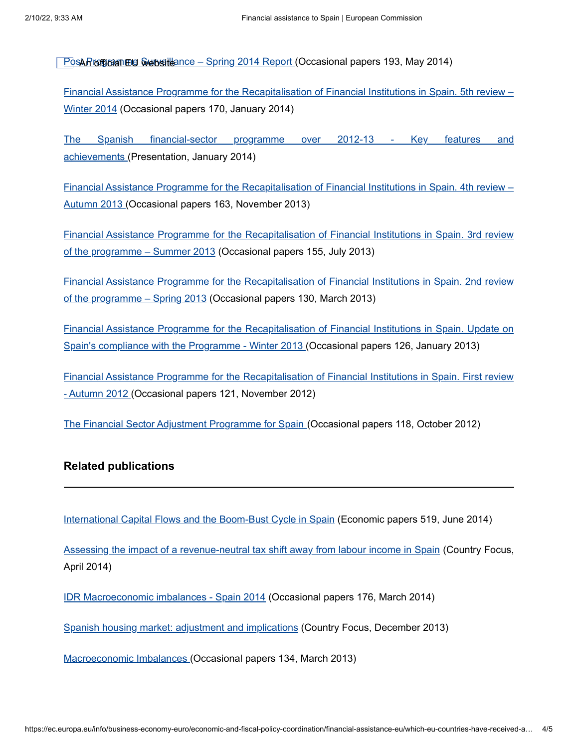Post Programme Surveillance – Spring 2014 Report (Occasional papers 193, May 2014)

Financial Assistance Programme for the Recapitalisation of Financial Institutions in Spain. 5th review – Winter 2014 (Occasional papers 170, January 2014)

The Spanish financial-sector programme over 2012-13 - Key features and achievements (Presentation, January 2014)

Financial Assistance Programme for the Recapitalisation of Financial Institutions in Spain. 4th review – Autumn 2013 (Occasional papers 163, November 2013)

Financial Assistance Programme for the Recapitalisation of Financial Institutions in Spain. 3rd review of the programme – Summer 2013 (Occasional papers 155, July 2013)

Financial Assistance Programme for the Recapitalisation of Financial Institutions in Spain. 2nd review of the programme – Spring 2013 (Occasional papers 130, March 2013)

Financial Assistance Programme for the Recapitalisation of Financial Institutions in Spain. Update on Spain's compliance with the Programme - Winter 2013 (Occasional papers 126, January 2013)

Financial Assistance Programme for the Recapitalisation of Financial Institutions in Spain. First review - Autumn 2012 (Occasional papers 121, November 2012)

The Financial Sector Adjustment Programme for Spain (Occasional papers 118, October 2012)

## Related publications

International Capital Flows and the Boom-Bust Cycle in Spain (Economic papers 519, June 2014)

Assessing the impact of a revenue-neutral tax shift away from labour income in Spain (Country Focus, April 2014)

IDR Macroeconomic imbalances - Spain 2014 (Occasional papers 176, March 2014)

Spanish housing market: adjustment and implications (Country Focus, December 2013)

Macroeconomic Imbalances (Occasional papers 134, March 2013)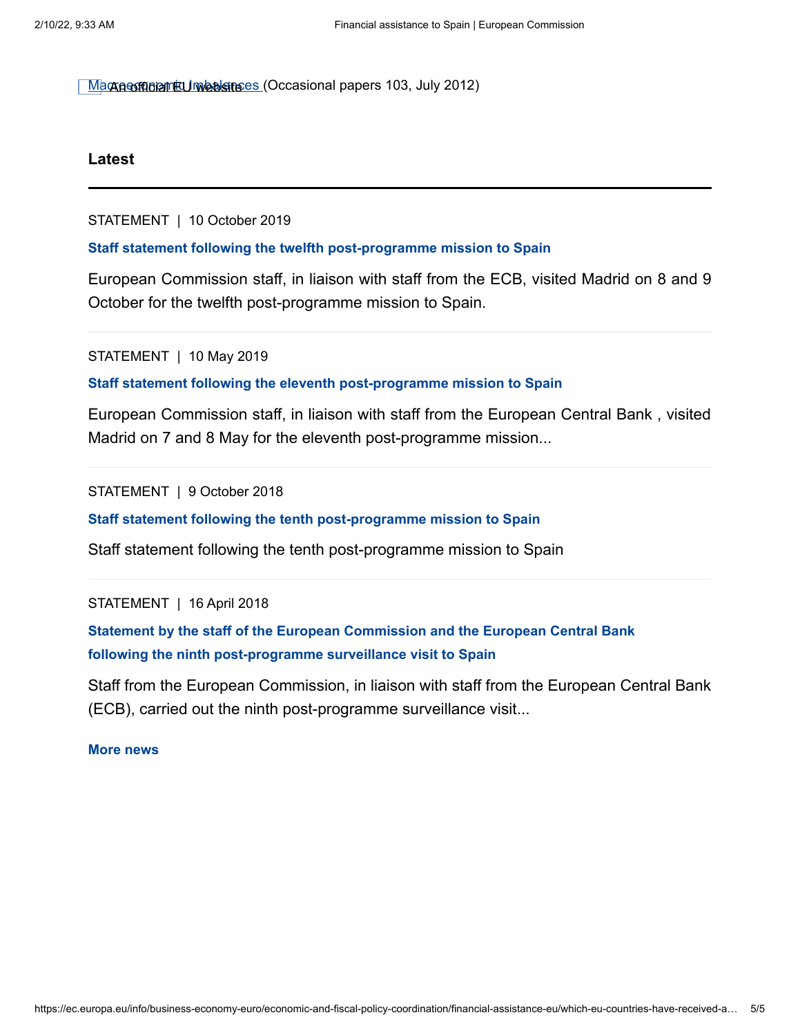Macroeconomic Imbalances (Occasional papers 103, July 2012)

### Latest

STATEMENT | 10 October 2019

**Staff statement following the twelfth post-programme mission to Spain**

European Commission staff, in liaison with staff from the ECB, visited Madrid on 8 and 9 October for the twelfth post-programme mission to Spain.

STATEMENT | 10 May 2019

**Staff statement following the eleventh post-programme mission to Spain**

European Commission staff, in liaison with staff from the European Central Bank , visited Madrid on 7 and 8 May for the eleventh post-programme mission...

STATEMENT | 9 October 2018

**Staff statement following the tenth post-programme mission to Spain**

Staff statement following the tenth post-programme mission to Spain

STATEMENT | 16 April 2018

**Statement by the staff of the European Commission and the European Central Bank following the ninth post-programme surveillance visit to Spain**

Staff from the European Commission, in liaison with staff from the European Central Bank (ECB), carried out the ninth post-programme surveillance visit...

**More news**